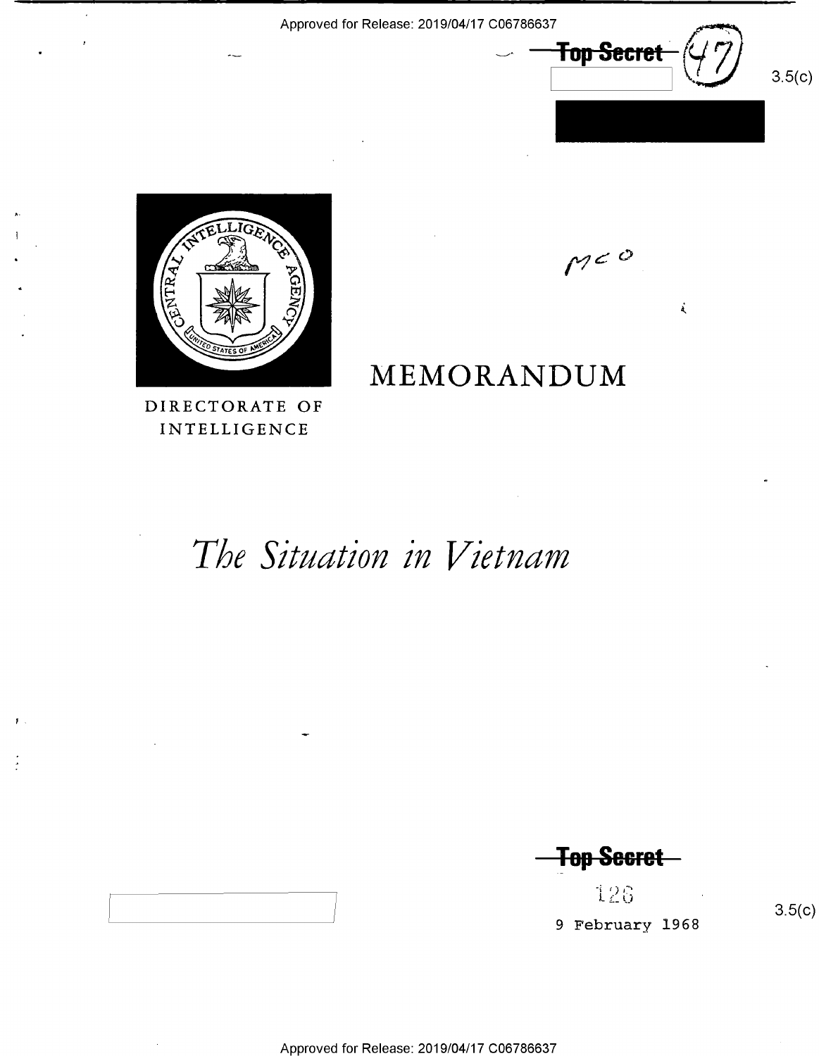~~Top Secret~~

3.5(c)

MCO

DIRECTORATE OF INTELLIGENCE

# MEMORANDUM

# *The Situation in Vietnam*

~~Top Secret~~

126

9 February 1968

3.5(c)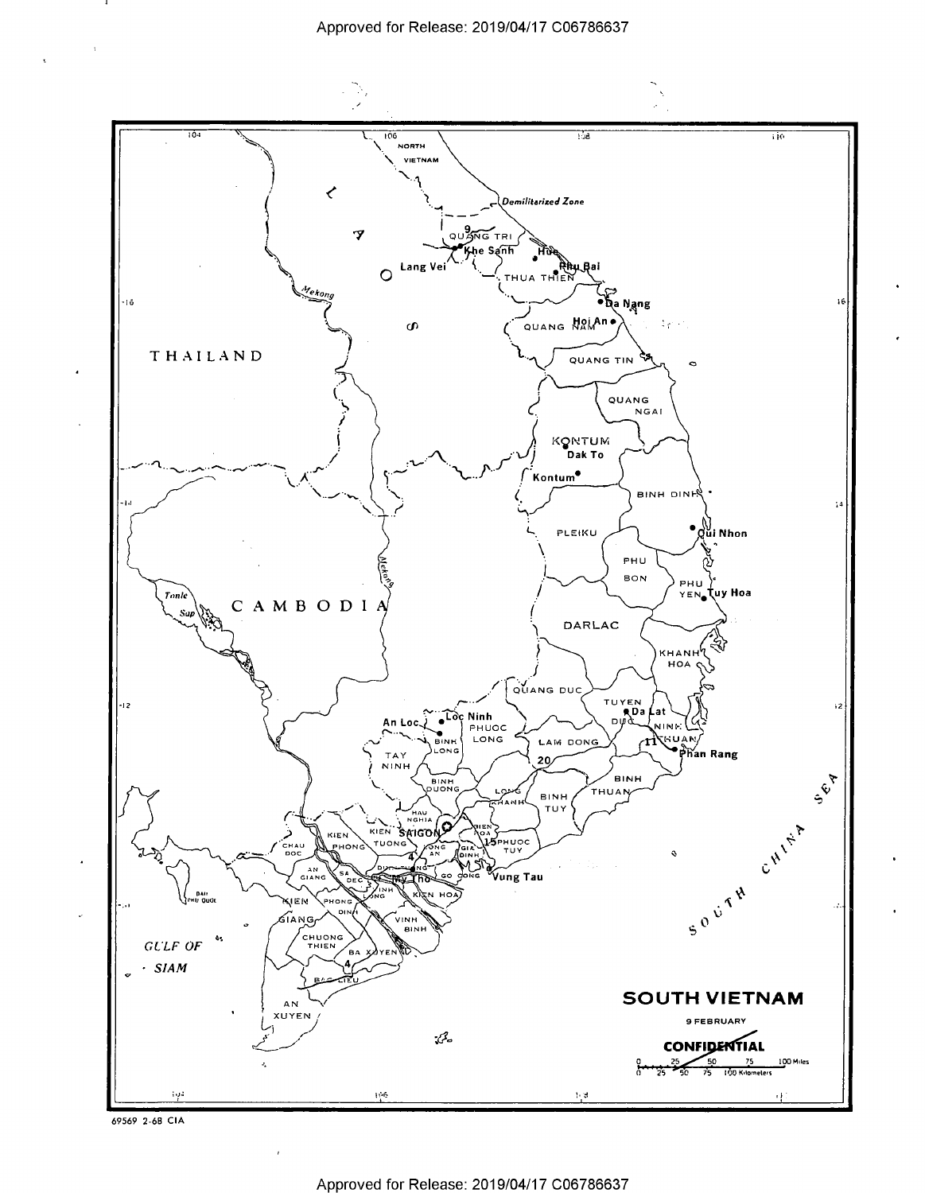# SOUTH VIETNAM

9 FEBRUARY

CONFIDENTIAL

69569 2-68 CIA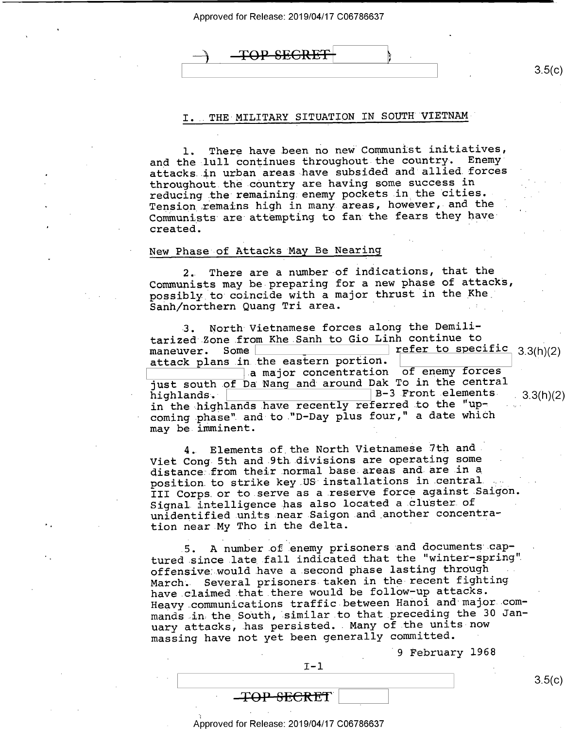## I. THE MILITARY SITUATION IN SOUTH VIETNAM

1. There have been no new Communist initiatives, and the lull continues throughout the country. Enemy attacks in urban areas have subsided and allied forces throughout the country are having some success in reducing the remaining enemy pockets in the cities. Tension remains high in many areas, however, and the Communists are attempting to fan the fears they have created.

### New Phase of Attacks May Be Nearing

2. There are a number of indications, that the Communists may be preparing for a new phase of attacks, possibly to coincide with a major thrust in the Khe Sanh/northern Quang Tri area.

3. North Vietnamese forces along the Demilitarized Zone from Khe Sanh to Gio Linh continue to maneuver. Some [redacted] refer to specific attack plans in the eastern portion. [redacted] a major concentration of enemy forces just south of Da Nang and around Dak To in the central highlands. [redacted] B-3 Front elements in the highlands have recently referred to the "upcoming phase" and to "D-Day plus four," a date which may be imminent.

4. Elements of the North Vietnamese 7th and Viet Cong 5th and 9th divisions are operating some distance from their normal base areas and are in a position to strike key US installations in central III Corps or to serve as a reserve force against Saigon. Signal intelligence has also located a cluster of unidentified units near Saigon and another concentration near My Tho in the delta.

5. A number of enemy prisoners and documents captured since late fall indicated that the "winter-spring" offensive would have a second phase lasting through March. Several prisoners taken in the recent fighting have claimed that there would be follow-up attacks. Heavy communications traffic between Hanoi and major commands in the South, similar to that preceding the 30 January attacks, has persisted. Many of the units now massing have not yet been generally committed.

9 February 1968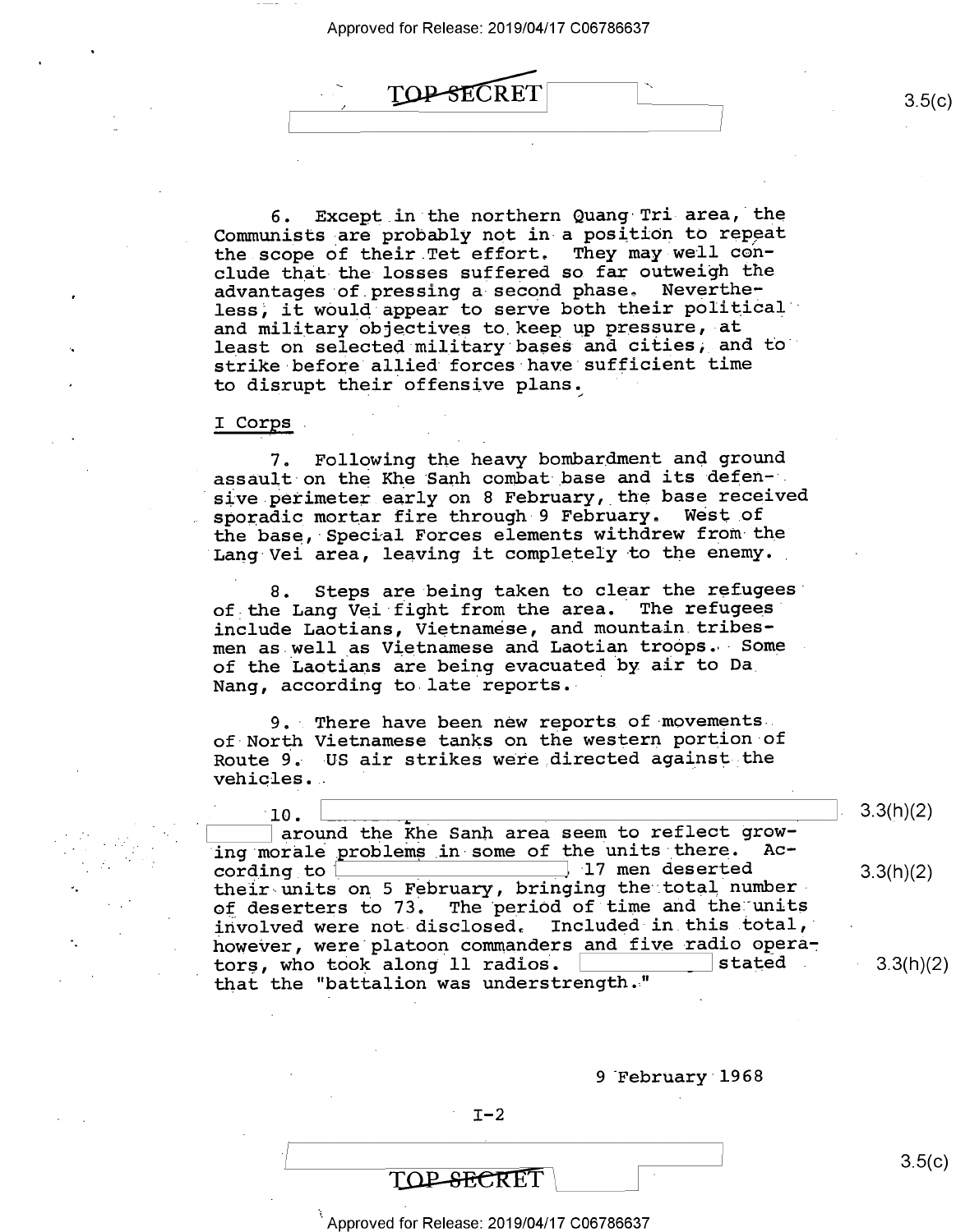6. Except in the northern Quang Tri area, the Communists are probably not in a position to repeat the scope of their Tet effort. They may well conclude that the losses suffered so far outweigh the advantages of pressing a second phase. Nevertheless, it would appear to serve both their political and military objectives to keep up pressure, at least on selected military bases and cities, and to strike before allied forces have sufficient time to disrupt their offensive plans.

## I Corps

7. Following the heavy bombardment and ground assault on the Khe Sanh combat base and its defensive perimeter early on 8 February, the base received sporadic mortar fire through 9 February. West of the base, Special Forces elements withdrew from the Lang Vei area, leaving it completely to the enemy.

8. Steps are being taken to clear the refugees of the Lang Vei fight from the area. The refugees include Laotians, Vietnamese, and mountain tribesmen as well as Vietnamese and Laotian troops. Some of the Laotians are being evacuated by air to Da Nang, according to late reports.

9. There have been new reports of movements of North Vietnamese tanks on the western portion of Route 9. US air strikes were directed against the vehicles.

10. [REDACTED] around the Khe Sanh area seem to reflect growing morale problems in some of the units there. According to [REDACTED], 17 men deserted their units on 5 February, bringing the total number of deserters to 73. The period of time and the units involved were not disclosed. Included in this total, however, were platoon commanders and five radio operators, who took along 11 radios. [REDACTED] stated that the "battalion was understrength."

9 February 1968

I-2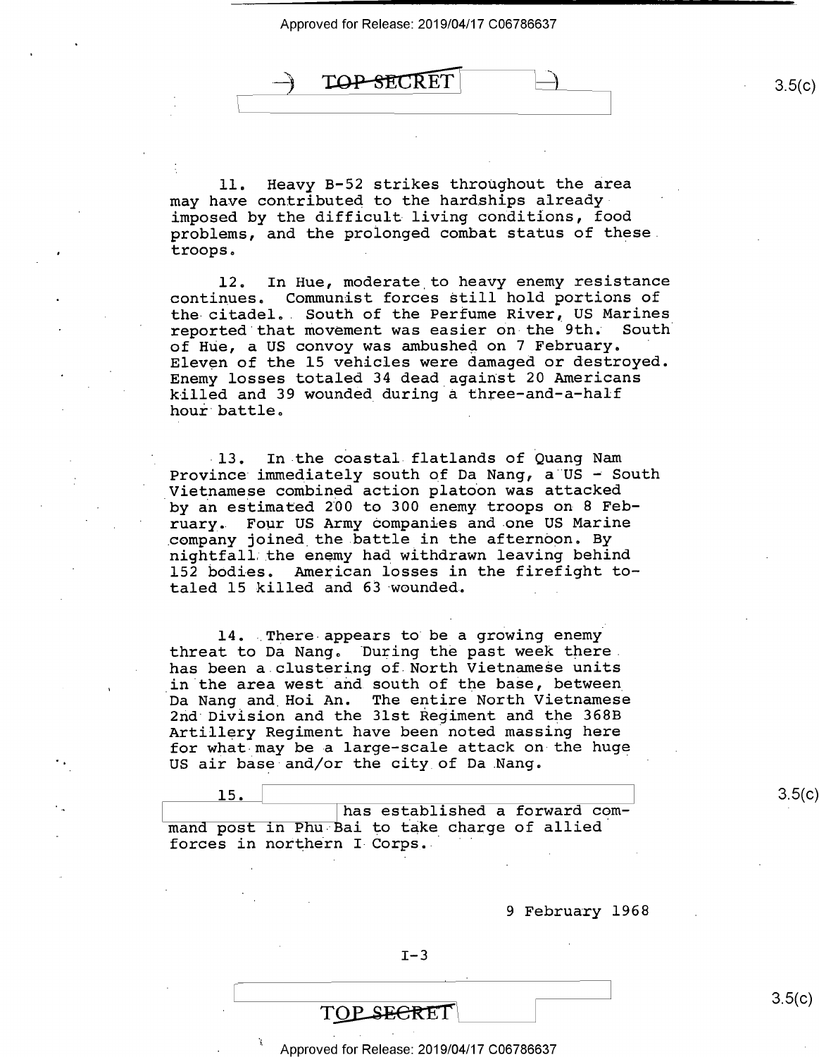11. Heavy B-52 strikes throughout the area may have contributed to the hardships already imposed by the difficult living conditions, food problems, and the prolonged combat status of these troops.

12. In Hue, moderate to heavy enemy resistance continues. Communist forces still hold portions of the citadel. South of the Perfume River, US Marines reported that movement was easier on the 9th. South of Hue, a US convoy was ambushed on 7 February. Eleven of the 15 vehicles were damaged or destroyed. Enemy losses totaled 34 dead against 20 Americans killed and 39 wounded during a three-and-a-half hour battle.

13. In the coastal flatlands of Quang Nam Province immediately south of Da Nang, a US - South Vietnamese combined action platoon was attacked by an estimated 200 to 300 enemy troops on 8 February. Four US Army companies and one US Marine company joined the battle in the afternoon. By nightfall the enemy had withdrawn leaving behind 152 bodies. American losses in the firefight totaled 15 killed and 63 wounded.

14. There appears to be a growing enemy threat to Da Nang. During the past week there has been a clustering of North Vietnamese units in the area west and south of the base, between Da Nang and Hoi An. The entire North Vietnamese 2nd Division and the 31st Regiment and the 368B Artillery Regiment have been noted massing here for what may be a large-scale attack on the huge US air base and/or the city of Da Nang.

15. [redacted 3.5(c)] has established a forward command post in Phu Bai to take charge of allied forces in northern I Corps.

9 February 1968

I-3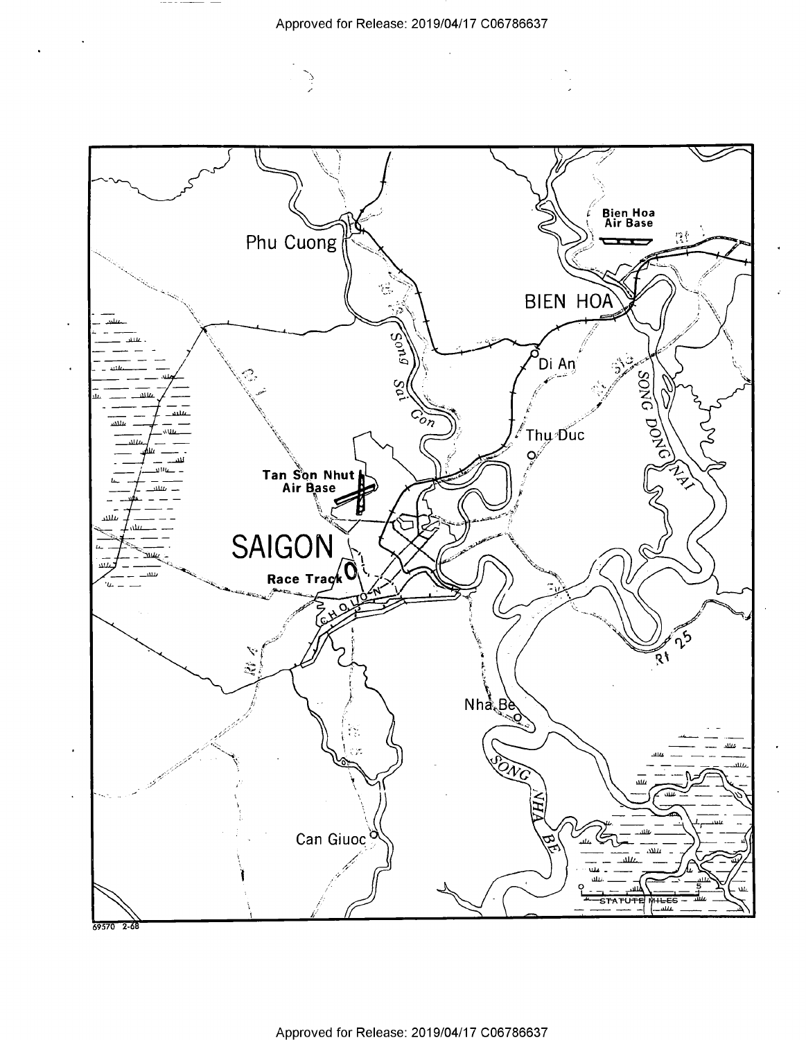Phu Cuong

Bien Hoa Air Base

BIEN HOA

Di An

Song Sai Con

SONG DONG NAI

Thu Duc

Tan Son Nhut Air Base

SAIGON

Race Track

CHOLON

Rt 25

Nha Be

SONG NHA BE

Can Giuoc

0 5 STATUTE MILES

69570 2-68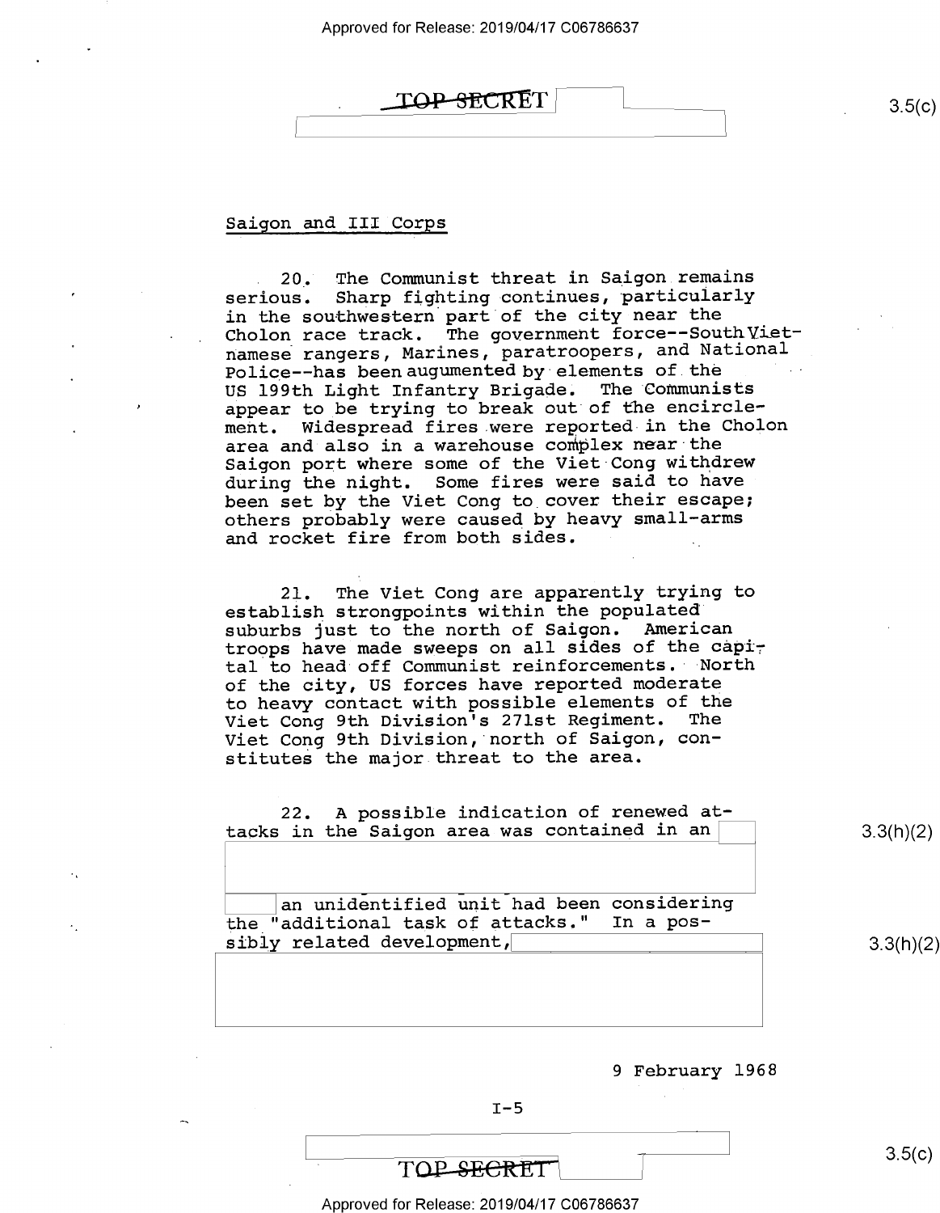TOP SECRET

## Saigon and III Corps

20. The Communist threat in Saigon remains serious. Sharp fighting continues, particularly in the southwestern part of the city near the Cholon race track. The government force--South Vietnamese rangers, Marines, paratroopers, and National Police--has been augumented by elements of the US 199th Light Infantry Brigade. The Communists appear to be trying to break out of the encirclement. Widespread fires were reported in the Cholon area and also in a warehouse complex near the Saigon port where some of the Viet Cong withdrew during the night. Some fires were said to have been set by the Viet Cong to cover their escape; others probably were caused by heavy small-arms and rocket fire from both sides.

21. The Viet Cong are apparently trying to establish strongpoints within the populated suburbs just to the north of Saigon. American troops have made sweeps on all sides of the capital to head off Communist reinforcements. North of the city, US forces have reported moderate to heavy contact with possible elements of the Viet Cong 9th Division's 271st Regiment. The Viet Cong 9th Division, north of Saigon, constitutes the major threat to the area.

22. A possible indication of renewed attacks in the Saigon area was contained in an [redacted] an unidentified unit had been considering the "additional task of attacks." In a possibly related development, [redacted]

3.3(h)(2)

9 February 1968

I-5

TOP SECRET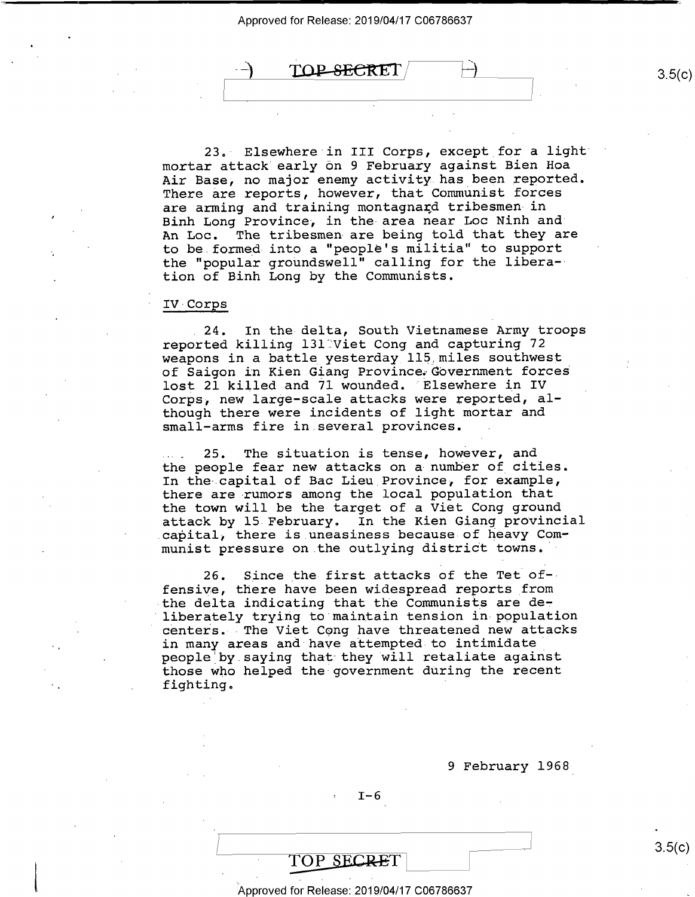23. Elsewhere in III Corps, except for a light mortar attack early on 9 February against Bien Hoa Air Base, no major enemy activity has been reported. There are reports, however, that Communist forces are arming and training montagnard tribesmen in Binh Long Province, in the area near Loc Ninh and An Loc. The tribesmen are being told that they are to be formed into a "people's militia" to support the "popular groundswell" calling for the liberation of Binh Long by the Communists.

IV Corps

24. In the delta, South Vietnamese Army troops reported killing 131 Viet Cong and capturing 72 weapons in a battle yesterday 115 miles southwest of Saigon in Kien Giang Province. Government forces lost 21 killed and 71 wounded. Elsewhere in IV Corps, new large-scale attacks were reported, although there were incidents of light mortar and small-arms fire in several provinces.

25. The situation is tense, however, and the people fear new attacks on a number of cities. In the capital of Bac Lieu Province, for example, there are rumors among the local population that the town will be the target of a Viet Cong ground attack by 15 February. In the Kien Giang provincial capital, there is uneasiness because of heavy Communist pressure on the outlying district towns.

26. Since the first attacks of the Tet offensive, there have been widespread reports from the delta indicating that the Communists are deliberately trying to maintain tension in population centers. The Viet Cong have threatened new attacks in many areas and have attempted to intimidate people by saying that they will retaliate against those who helped the government during the recent fighting.

9 February 1968

I-6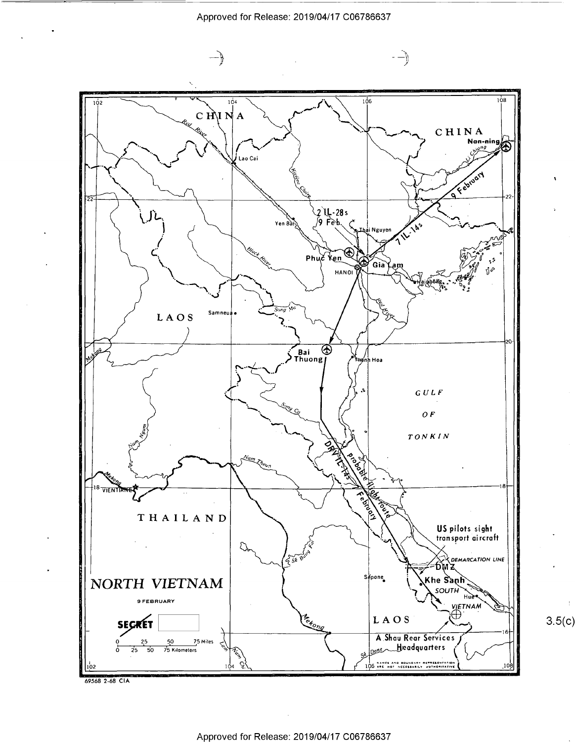NORTH VIETNAM

9 FEBRUARY

SECRET

3.5(c)

CHINA

Nan-ning

Li Chiang

9 February

7 IL-14s

2 IL-28s
9 Feb.

Lao Cai

Yen Bai

Thai Nguyen

Phuc Yen

Gia Lam

HANOI

Haiphong

Red River

Riviere Claire

Black River

LAOS

Samneua

Song Ma

Bai Thuong

Thanh Hoa

GULF OF TONKIN

Song Ca

Nam Ngum

Nam Theun

Mekong

VIENTIANE

THAILAND

DRV IL-14s 7 February

probable flight route

US pilots sight transport aircraft

DEMARCATION LINE

DMZ

Khe Sanh

SOUTH VIETNAM

Hue

Sepone

Se Bang Fai

LAOS

A Shau Rear Services Headquarters

Se Done

Lam Nam Chi

NAMES AND BOUNDARY REPRESENTATION ARE NOT NECESSARILY AUTHORITATIVE

0 25 50 75 Miles
0 25 50 75 Kilometers

69568 2-68 CIA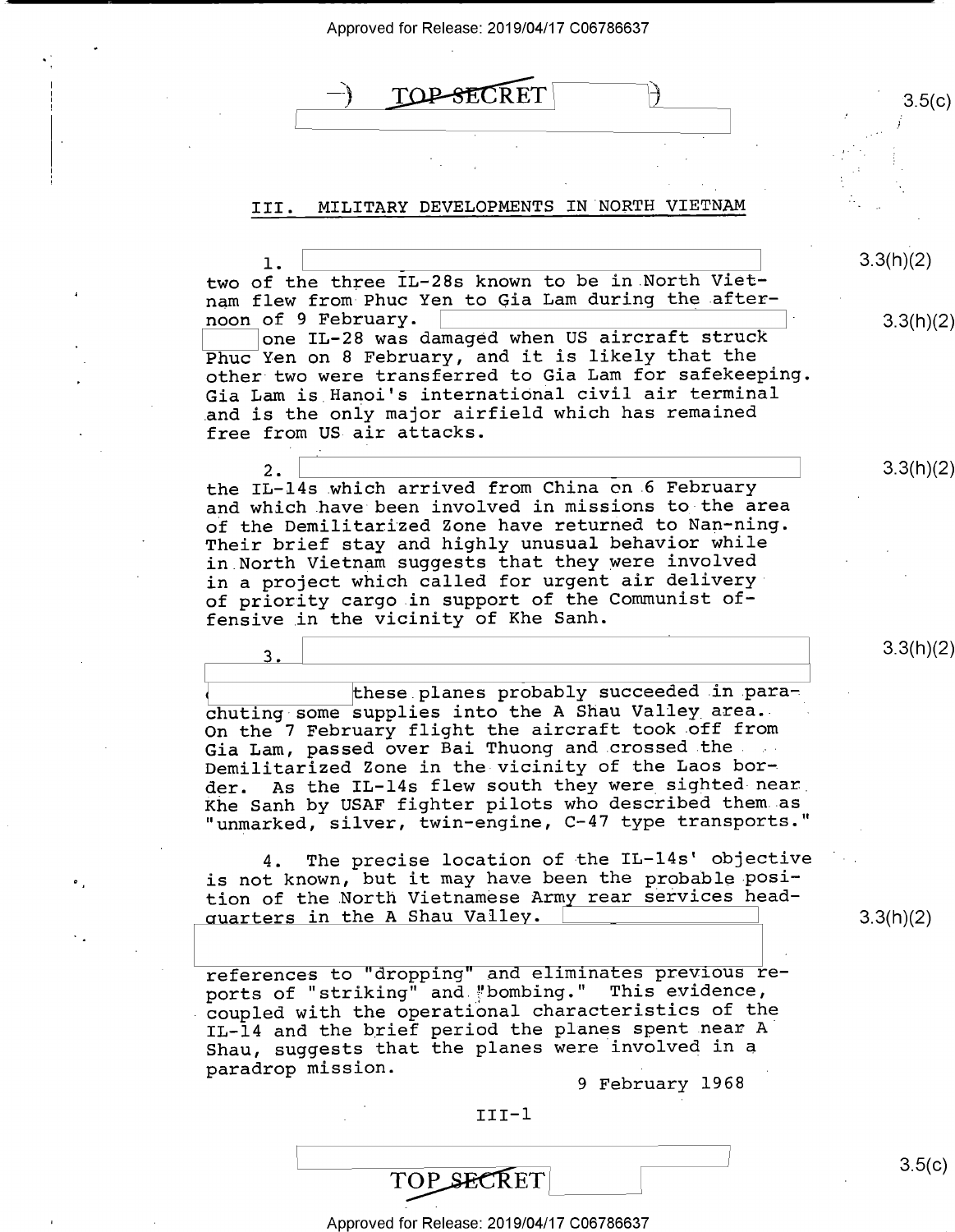TOP SECRET

## III. MILITARY DEVELOPMENTS IN NORTH VIETNAM

1. two of the three IL-28s known to be in North Vietnam flew from Phuc Yen to Gia Lam during the afternoon of 9 February. one IL-28 was damaged when US aircraft struck Phuc Yen on 8 February, and it is likely that the other two were transferred to Gia Lam for safekeeping. Gia Lam is Hanoi's international civil air terminal and is the only major airfield which has remained free from US air attacks.

2. the IL-14s which arrived from China on 6 February and which have been involved in missions to the area of the Demilitarized Zone have returned to Nan-ning. Their brief stay and highly unusual behavior while in North Vietnam suggests that they were involved in a project which called for urgent air delivery of priority cargo in support of the Communist offensive in the vicinity of Khe Sanh.

3. these planes probably succeeded in parachuting some supplies into the A Shau Valley area. On the 7 February flight the aircraft took off from Gia Lam, passed over Bai Thuong and crossed the Demilitarized Zone in the vicinity of the Laos border. As the IL-14s flew south they were sighted near Khe Sanh by USAF fighter pilots who described them as "unmarked, silver, twin-engine, C-47 type transports."

4. The precise location of the IL-14s' objective is not known, but it may have been the probable position of the North Vietnamese Army rear services headquarters in the A Shau Valley. references to "dropping" and eliminates previous reports of "striking" and "bombing." This evidence, coupled with the operational characteristics of the IL-14 and the brief period the planes spent near A Shau, suggests that the planes were involved in a paradrop mission.

9 February 1968

TOP SECRET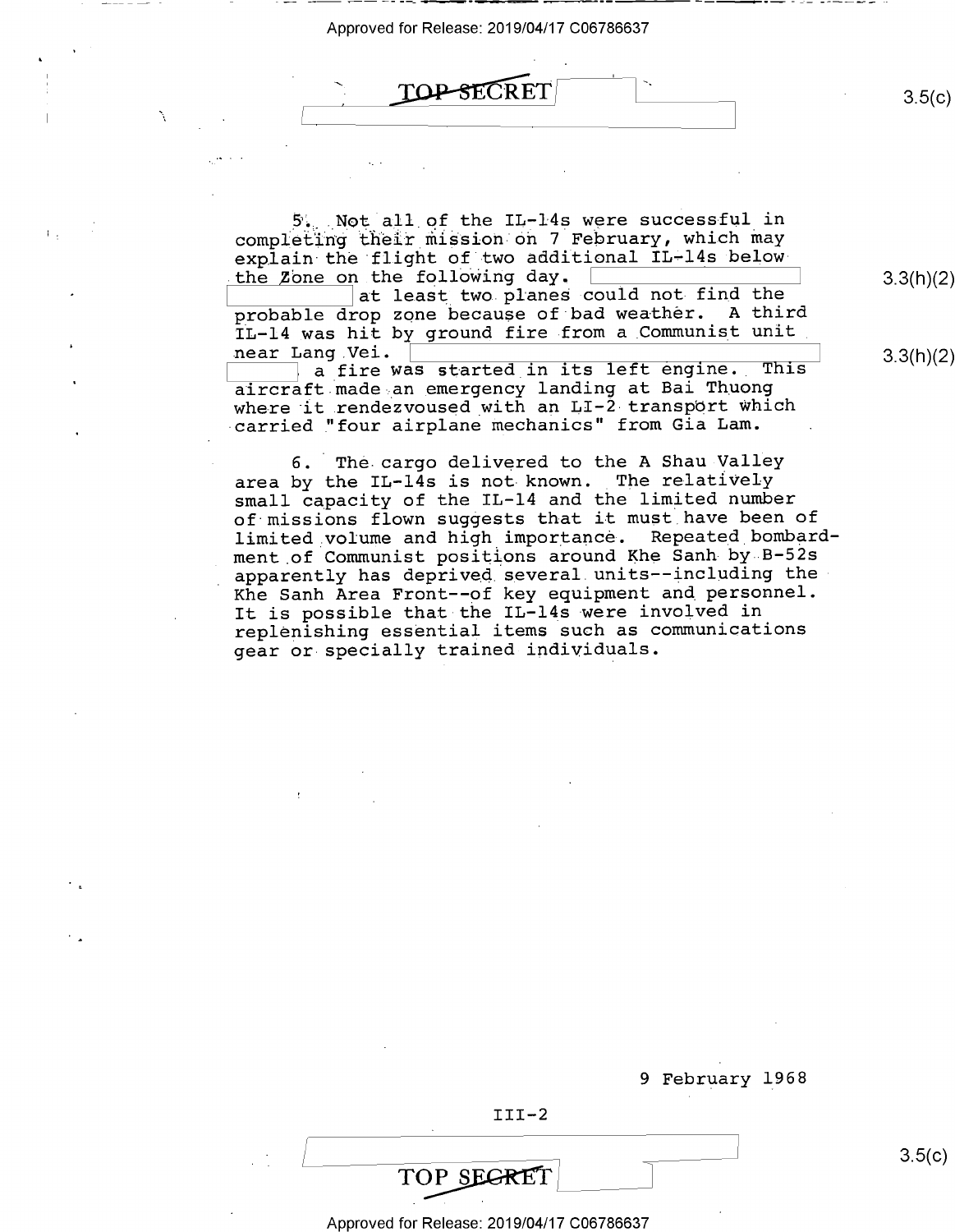5. Not all of the IL-14s were successful in completing their mission on 7 February, which may explain the flight of two additional IL-14s below the Zone on the following day. [ ] at least two planes could not find the probable drop zone because of bad weather. A third IL-14 was hit by ground fire from a Communist unit near Lang Vei. [ ] a fire was started in its left engine. This aircraft made an emergency landing at Bai Thuong where it rendezvoused with an LI-2 transport which carried "four airplane mechanics" from Gia Lam.

6. The cargo delivered to the A Shau Valley area by the IL-14s is not known. The relatively small capacity of the IL-14 and the limited number of missions flown suggests that it must have been of limited volume and high importance. Repeated bombardment of Communist positions around Khe Sanh by B-52s apparently has deprived several units--including the Khe Sanh Area Front--of key equipment and personnel. It is possible that the IL-14s were involved in replenishing essential items such as communications gear or specially trained individuals.

9 February 1968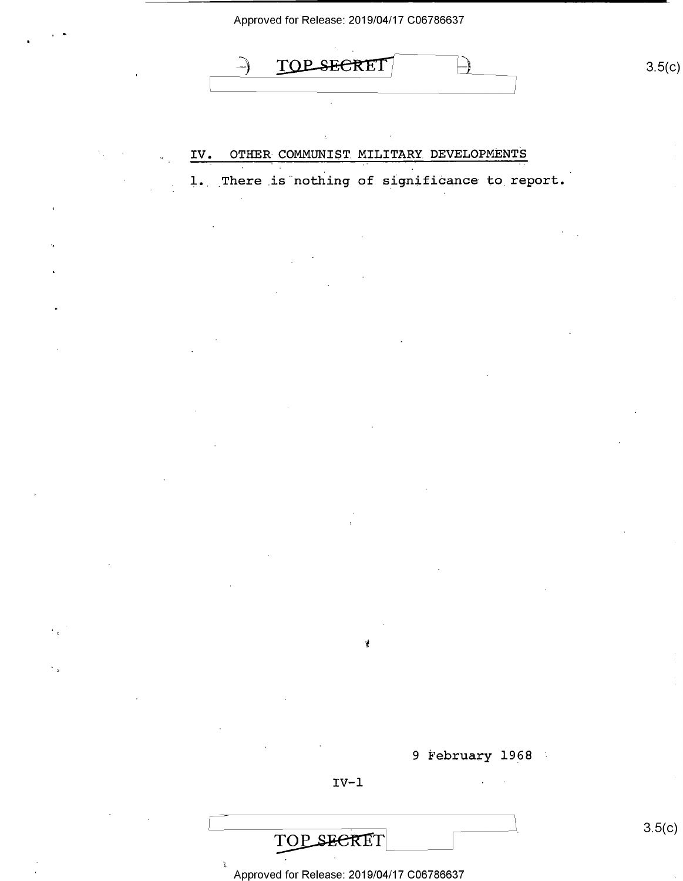## IV. OTHER COMMUNIST MILITARY DEVELOPMENTS

1. There is nothing of significance to report.

9 February 1968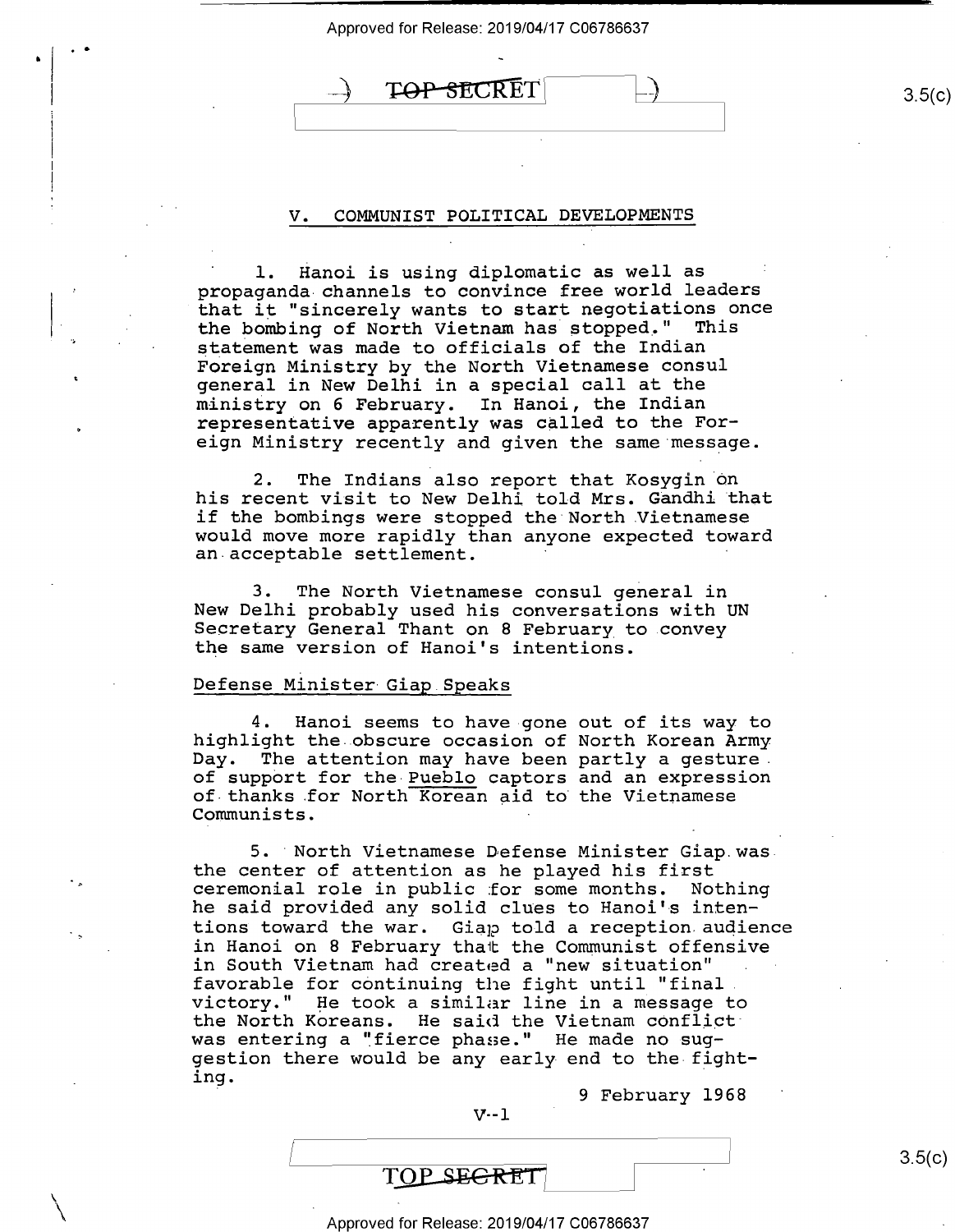## V. COMMUNIST POLITICAL DEVELOPMENTS

1. Hanoi is using diplomatic as well as propaganda channels to convince free world leaders that it "sincerely wants to start negotiations once the bombing of North Vietnam has stopped." This statement was made to officials of the Indian Foreign Ministry by the North Vietnamese consul general in New Delhi in a special call at the ministry on 6 February. In Hanoi, the Indian representative apparently was called to the Foreign Ministry recently and given the same message.

2. The Indians also report that Kosygin on his recent visit to New Delhi told Mrs. Gandhi that if the bombings were stopped the North Vietnamese would move more rapidly than anyone expected toward an acceptable settlement.

3. The North Vietnamese consul general in New Delhi probably used his conversations with UN Secretary General Thant on 8 February to convey the same version of Hanoi's intentions.

### Defense Minister Giap Speaks

4. Hanoi seems to have gone out of its way to highlight the obscure occasion of North Korean Army Day. The attention may have been partly a gesture of support for the *Pueblo* captors and an expression of thanks for North Korean aid to the Vietnamese Communists.

5. North Vietnamese Defense Minister Giap was the center of attention as he played his first ceremonial role in public for some months. Nothing he said provided any solid clues to Hanoi's intentions toward the war. Giap told a reception audience in Hanoi on 8 February that the Communist offensive in South Vietnam had created a "new situation" favorable for continuing the fight until "final victory." He took a similar line in a message to the North Koreans. He said the Vietnam conflict was entering a "fierce phase." He made no suggestion there would be any early end to the fighting.

9 February 1968